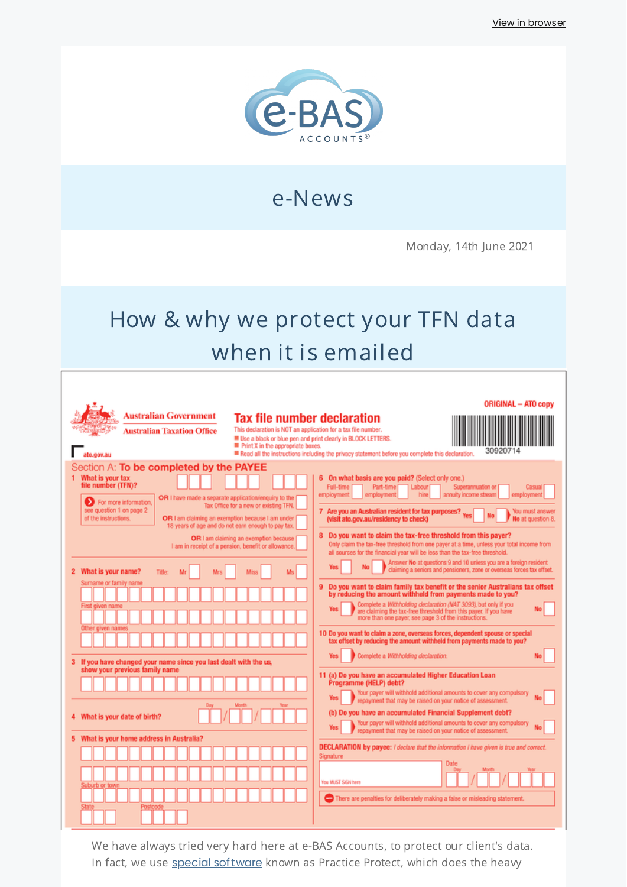View in browser

e-BAS ACCOUNTS®

# e-News

Monday, 14th June 2021

## How & why we protect your TFN data when it is emailed

ORIGINAL – ATO copy

Australian Government
Australian Taxation Office

ato.gov.au

**Tax file number declaration**

This declaration is NOT an application for a tax file number.

- Use a black or blue pen and print clearly in BLOCK LETTERS.
- Print X in the appropriate boxes.
- Read all the instructions including the privacy statement before you complete this declaration.

30920714

**Section A: To be completed by the PAYEE**

1 What is your tax file number (TFN)?

For more information, see question 1 on page 2 of the instructions.

OR I have made a separate application/enquiry to the Tax Office for a new or existing TFN.

OR I am claiming an exemption because I am under 18 years of age and do not earn enough to pay tax.

OR I am claiming an exemption because I am in receipt of a pension, benefit or allowance.

2 What is your name? Title: Mr Mrs Miss Ms

Surname or family name

First given name

Other given names

3 If you have changed your name since you last dealt with the us, show your previous family name

4 What is your date of birth? Day / Month / Year

5 What is your home address in Australia?

Suburb or town

State Postcode

6 On what basis are you paid? (Select only one.) Full-time employment / Part-time employment / Labour hire / Superannuation or annuity income stream / Casual employment

7 Are you an Australian resident for tax purposes? (visit ato.gov.au/residency to check) Yes No — You must answer No at question 8.

8 Do you want to claim the tax-free threshold from this payer?
Only claim the tax-free threshold from one payer at a time, unless your total income from all sources for the financial year will be less than the tax-free threshold.
Yes No — Answer No at questions 9 and 10 unless you are a foreign resident claiming a seniors and pensioners, zone or overseas forces tax offset.

9 Do you want to claim family tax benefit or the senior Australians tax offset by reducing the amount withheld from payments made to you?
Yes — Complete a *Withholding declaration (NAT 3093)*, but only if you are claiming the tax-free threshold from this payer. If you have more than one payer, see page 3 of the instructions. No

10 Do you want to claim a zone, overseas forces, dependent spouse or special tax offset by reducing the amount withheld from payments made to you?
Yes — Complete a *Withholding declaration*. No

11 (a) Do you have an accumulated Higher Education Loan Programme (HELP) debt?
Yes — Your payer will withhold additional amounts to cover any compulsory repayment that may be raised on your notice of assessment. No

(b) Do you have an accumulated Financial Supplement debt?
Yes — Your payer will withhold additional amounts to cover any compulsory repayment that may be raised on your notice of assessment. No

**DECLARATION by payee:** *I declare that the information I have given is true and correct.*

Signature — You MUST SIGN here

Date Day / Month / Year

There are penalties for deliberately making a false or misleading statement.

We have always tried very hard here at e-BAS Accounts, to protect our client's data. In fact, we use special software known as Practice Protect, which does the heavy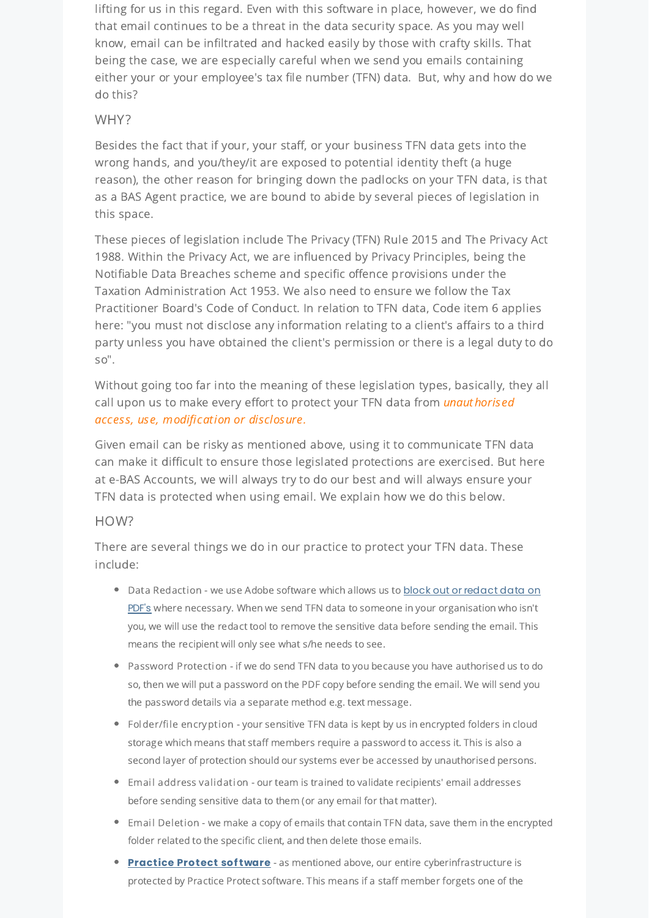lifting for us in this regard. Even with this software in place, however, we do find that email continues to be a threat in the data security space. As you may well know, email can be infiltrated and hacked easily by those with crafty skills. That being the case, we are especially careful when we send you emails containing either your or your employee's tax file number (TFN) data. But, why and how do we do this?

## WHY?

Besides the fact that if your, your staff, or your business TFN data gets into the wrong hands, and you/they/it are exposed to potential identity theft (a huge reason), the other reason for bringing down the padlocks on your TFN data, is that as a BAS Agent practice, we are bound to abide by several pieces of legislation in this space.

These pieces of legislation include The Privacy (TFN) Rule 2015 and The Privacy Act 1988. Within the Privacy Act, we are influenced by Privacy Principles, being the Notifiable Data Breaches scheme and specific offence provisions under the Taxation Administration Act 1953. We also need to ensure we follow the Tax Practitioner Board's Code of Conduct. In relation to TFN data, Code item 6 applies here: "you must not disclose any information relating to a client's affairs to a third party unless you have obtained the client's permission or there is a legal duty to do so".

Without going too far into the meaning of these legislation types, basically, they all call upon us to make every effort to protect your TFN data from *unauthorised access, use, modification or disclosure.*

Given email can be risky as mentioned above, using it to communicate TFN data can make it difficult to ensure those legislated protections are exercised. But here at e-BAS Accounts, we will always try to do our best and will always ensure your TFN data is protected when using email. We explain how we do this below.

## HOW?

There are several things we do in our practice to protect your TFN data. These include:

- Data Redaction - we use Adobe software which allows us to block out or redact data on PDF's where necessary. When we send TFN data to someone in your organisation who isn't you, we will use the redact tool to remove the sensitive data before sending the email. This means the recipient will only see what s/he needs to see.
- Password Protection - if we do send TFN data to you because you have authorised us to do so, then we will put a password on the PDF copy before sending the email. We will send you the password details via a separate method e.g. text message.
- Folder/file encryption - your sensitive TFN data is kept by us in encrypted folders in cloud storage which means that staff members require a password to access it. This is also a second layer of protection should our systems ever be accessed by unauthorised persons.
- Email address validation - our team is trained to validate recipients' email addresses before sending sensitive data to them (or any email for that matter).
- Email Deletion - we make a copy of emails that contain TFN data, save them in the encrypted folder related to the specific client, and then delete those emails.
- **Practice Protect software** - as mentioned above, our entire cyberinfrastructure is protected by Practice Protect software. This means if a staff member forgets one of the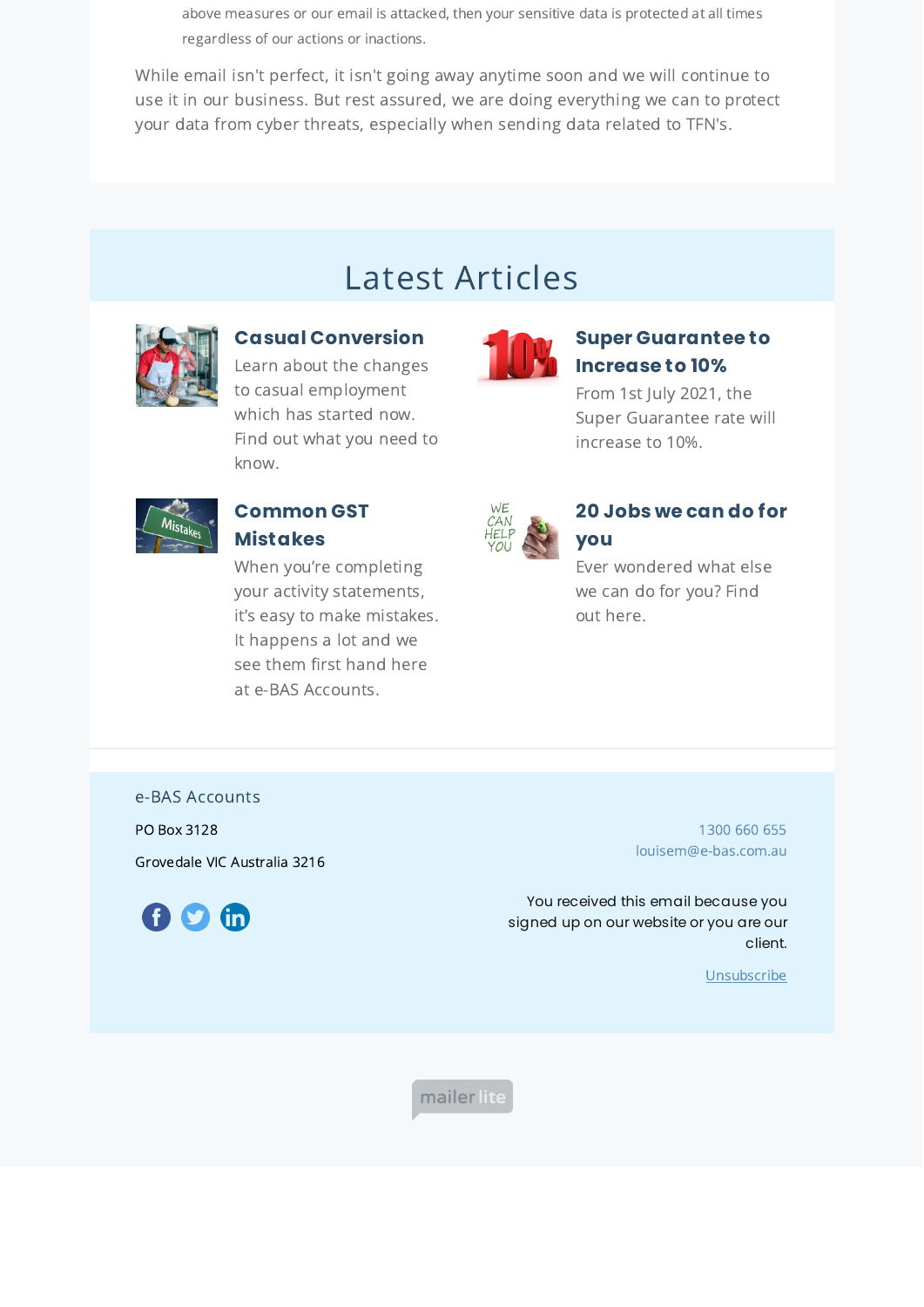above measures or our email is attacked, then your sensitive data is protected at all times regardless of our actions or inactions.

While email isn't perfect, it isn't going away anytime soon and we will continue to use it in our business. But rest assured, we are doing everything we can to protect your data from cyber threats, especially when sending data related to TFN's.

## Latest Articles

### Casual Conversion

Learn about the changes to casual employment which has started now. Find out what you need to know.

### Super Guarantee to Increase to 10%

From 1st July 2021, the Super Guarantee rate will increase to 10%.

### Common GST Mistakes

When you're completing your activity statements, it's easy to make mistakes. It happens a lot and we see them first hand here at e-BAS Accounts.

### 20 Jobs we can do for you

Ever wondered what else we can do for you? Find out here.

e-BAS Accounts

PO Box 3128

Grovedale VIC Australia 3216

1300 660 655
louisem@e-bas.com.au

You received this email because you signed up on our website or you are our client.

Unsubscribe

mailerlite